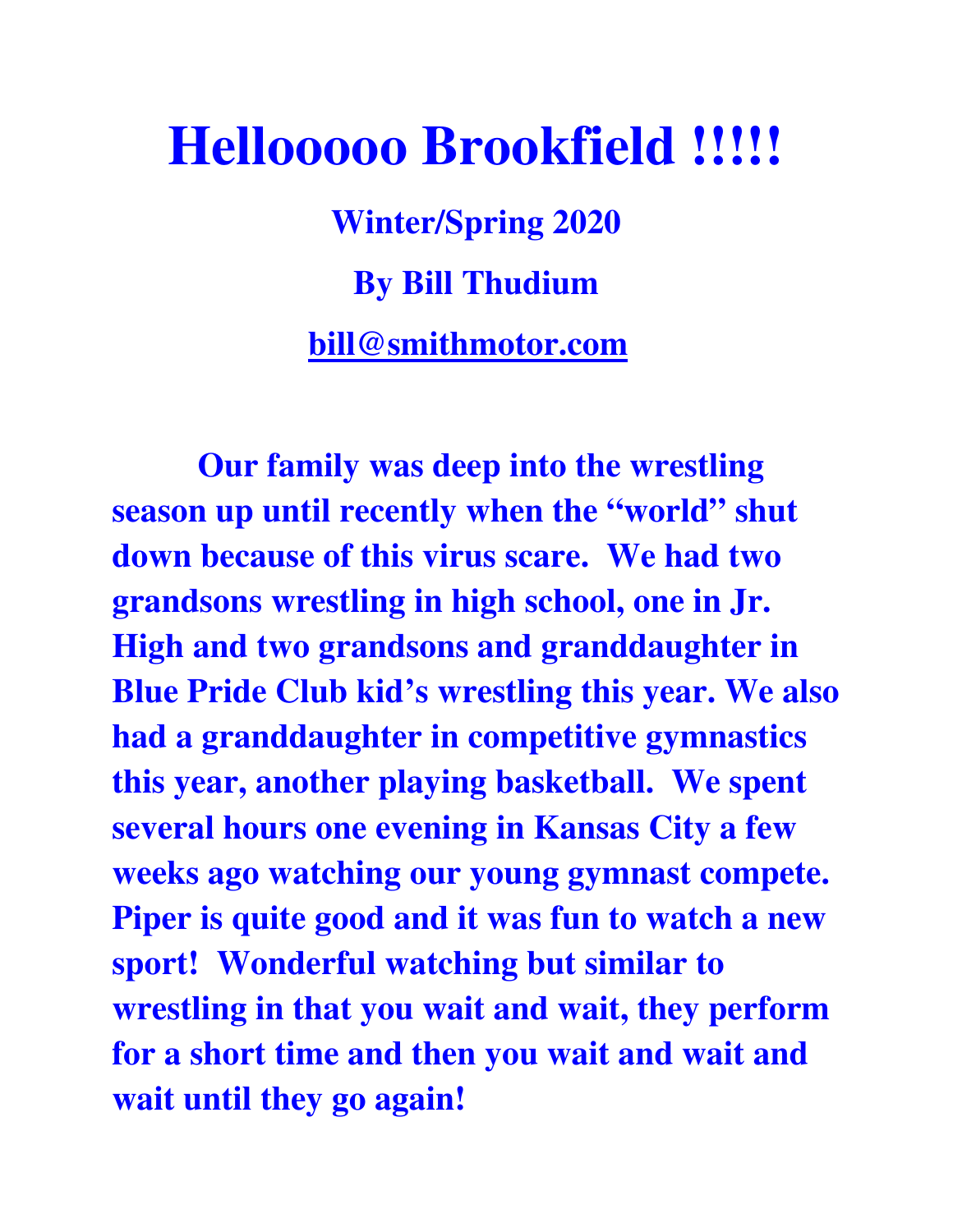# Hellooooo Brookfield !!!!!

**Winter/Spring 2020**

**By Bill Thudium**

**bill@smithmotor.com**

**Our family was deep into the wrestling season up until recently when the "world" shut down because of this virus scare. We had two grandsons wrestling in high school, one in Jr. High and two grandsons and granddaughter in Blue Pride Club kid's wrestling this year. We also had a granddaughter in competitive gymnastics this year, another playing basketball. We spent several hours one evening in Kansas City a few weeks ago watching our young gymnast compete. Piper is quite good and it was fun to watch a new sport! Wonderful watching but similar to wrestling in that you wait and wait, they perform for a short time and then you wait and wait and wait until they go again!**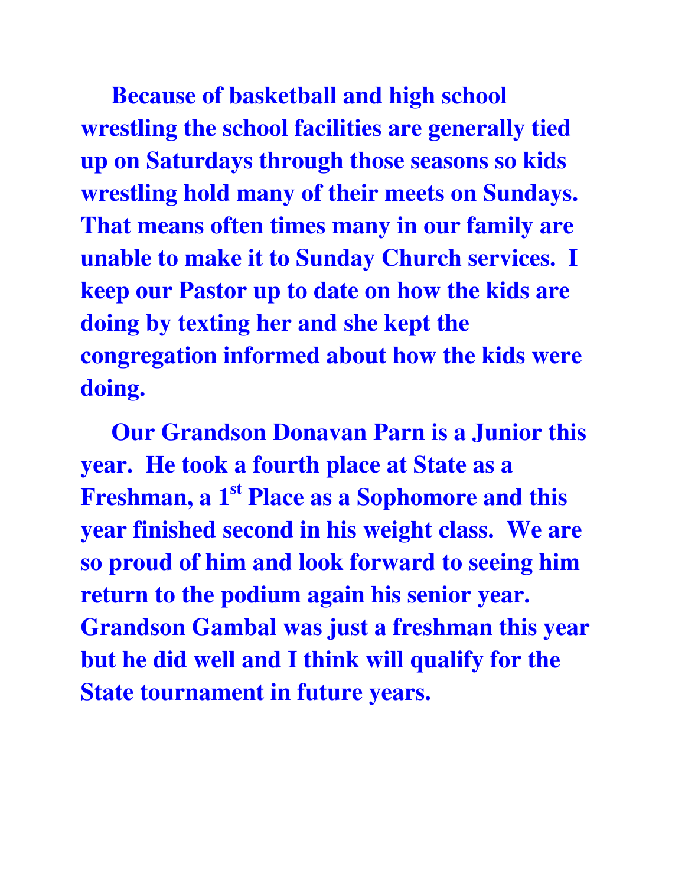**Because of basketball and high school wrestling the school facilities are generally tied up on Saturdays through those seasons so kids wrestling hold many of their meets on Sundays. That means often times many in our family are unable to make it to Sunday Church services. I keep our Pastor up to date on how the kids are doing by texting her and she kept the congregation informed about how the kids were doing.**

**Our Grandson Donavan Parn is a Junior this year. He took a fourth place at State as a Freshman, a 1st Place as a Sophomore and this year finished second in his weight class. We are so proud of him and look forward to seeing him return to the podium again his senior year. Grandson Gambal was just a freshman this year but he did well and I think will qualify for the State tournament in future years.**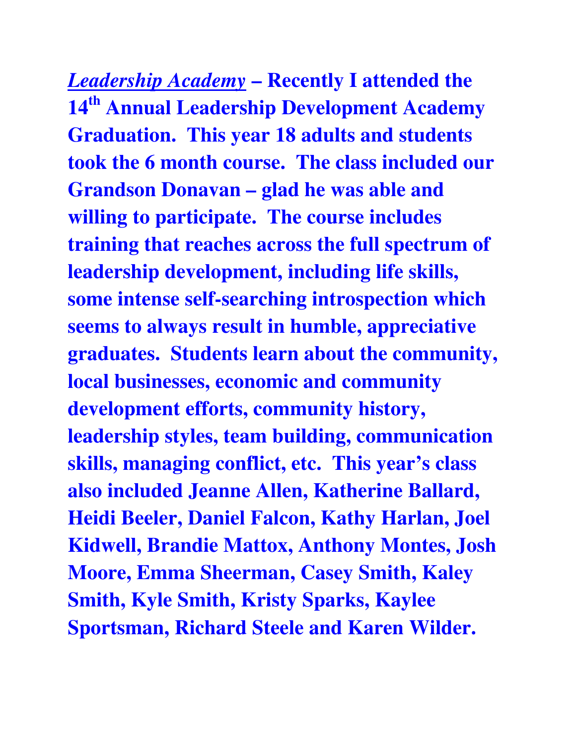**_Leadership Academy_ – Recently I attended the 14th Annual Leadership Development Academy Graduation. This year 18 adults and students took the 6 month course. The class included our Grandson Donavan – glad he was able and willing to participate. The course includes training that reaches across the full spectrum of leadership development, including life skills, some intense self-searching introspection which seems to always result in humble, appreciative graduates. Students learn about the community, local businesses, economic and community development efforts, community history, leadership styles, team building, communication skills, managing conflict, etc. This year's class also included Jeanne Allen, Katherine Ballard, Heidi Beeler, Daniel Falcon, Kathy Harlan, Joel Kidwell, Brandie Mattox, Anthony Montes, Josh Moore, Emma Sheerman, Casey Smith, Kaley Smith, Kyle Smith, Kristy Sparks, Kaylee Sportsman, Richard Steele and Karen Wilder.**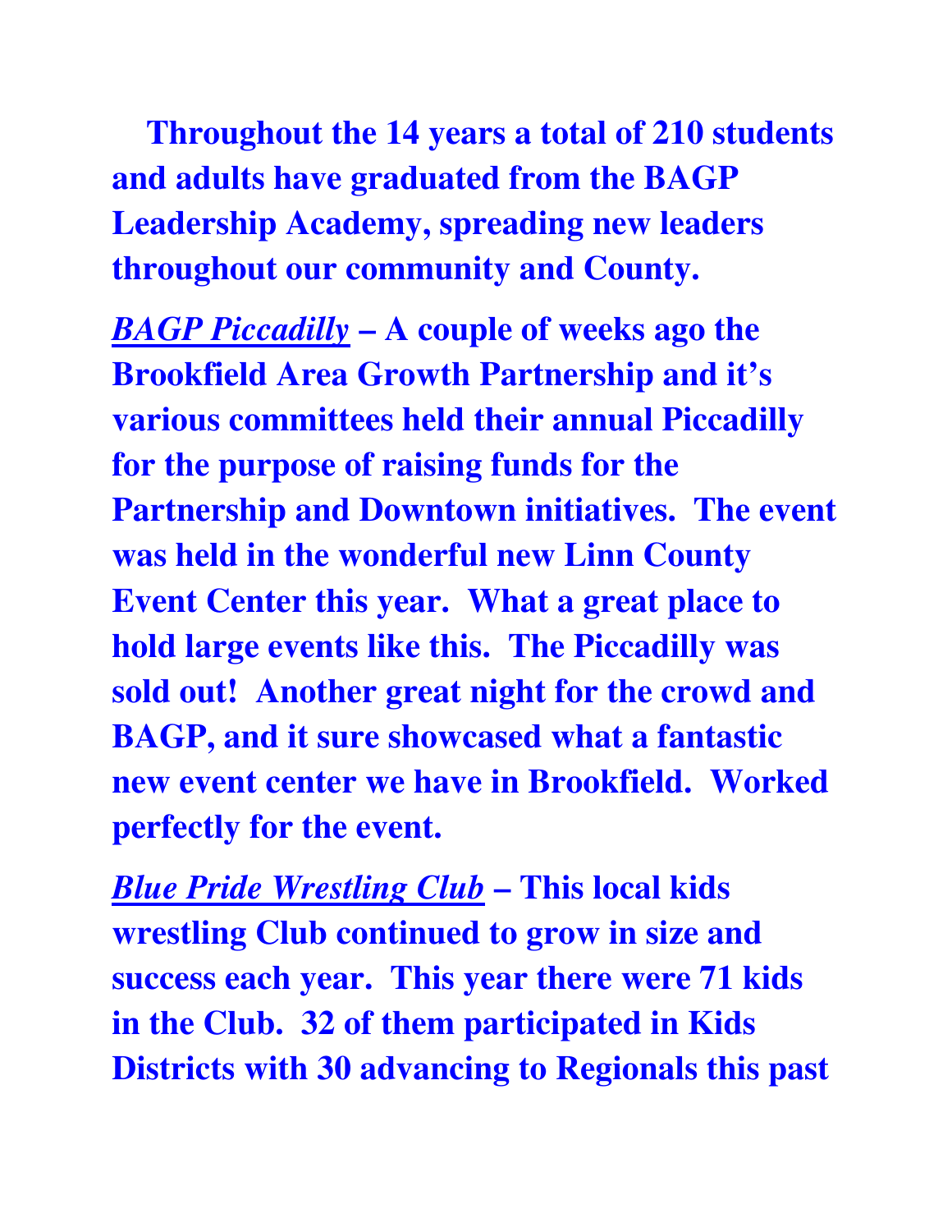**Throughout the 14 years a total of 210 students and adults have graduated from the BAGP Leadership Academy, spreading new leaders throughout our community and County.**

***BAGP Piccadilly*** **– A couple of weeks ago the Brookfield Area Growth Partnership and it's various committees held their annual Piccadilly for the purpose of raising funds for the Partnership and Downtown initiatives. The event was held in the wonderful new Linn County Event Center this year. What a great place to hold large events like this. The Piccadilly was sold out! Another great night for the crowd and BAGP, and it sure showcased what a fantastic new event center we have in Brookfield. Worked perfectly for the event.**

***Blue Pride Wrestling Club*** **– This local kids wrestling Club continued to grow in size and success each year. This year there were 71 kids in the Club. 32 of them participated in Kids Districts with 30 advancing to Regionals this past**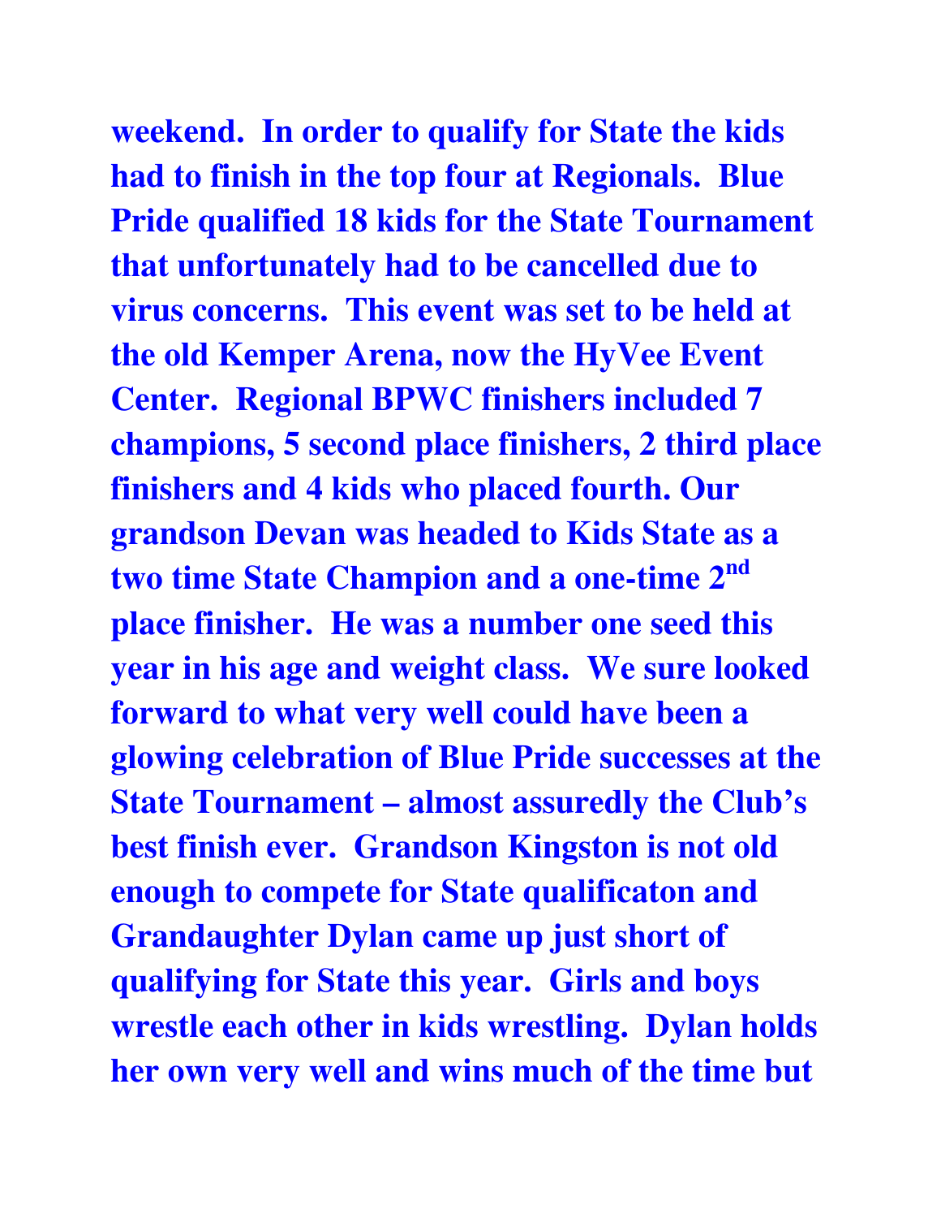**weekend. In order to qualify for State the kids had to finish in the top four at Regionals. Blue Pride qualified 18 kids for the State Tournament that unfortunately had to be cancelled due to virus concerns. This event was set to be held at the old Kemper Arena, now the HyVee Event Center. Regional BPWC finishers included 7 champions, 5 second place finishers, 2 third place finishers and 4 kids who placed fourth. Our grandson Devan was headed to Kids State as a two time State Champion and a one-time 2nd place finisher. He was a number one seed this year in his age and weight class. We sure looked forward to what very well could have been a glowing celebration of Blue Pride successes at the State Tournament – almost assuredly the Club's best finish ever. Grandson Kingston is not old enough to compete for State qualificaton and Grandaughter Dylan came up just short of qualifying for State this year. Girls and boys wrestle each other in kids wrestling. Dylan holds her own very well and wins much of the time but**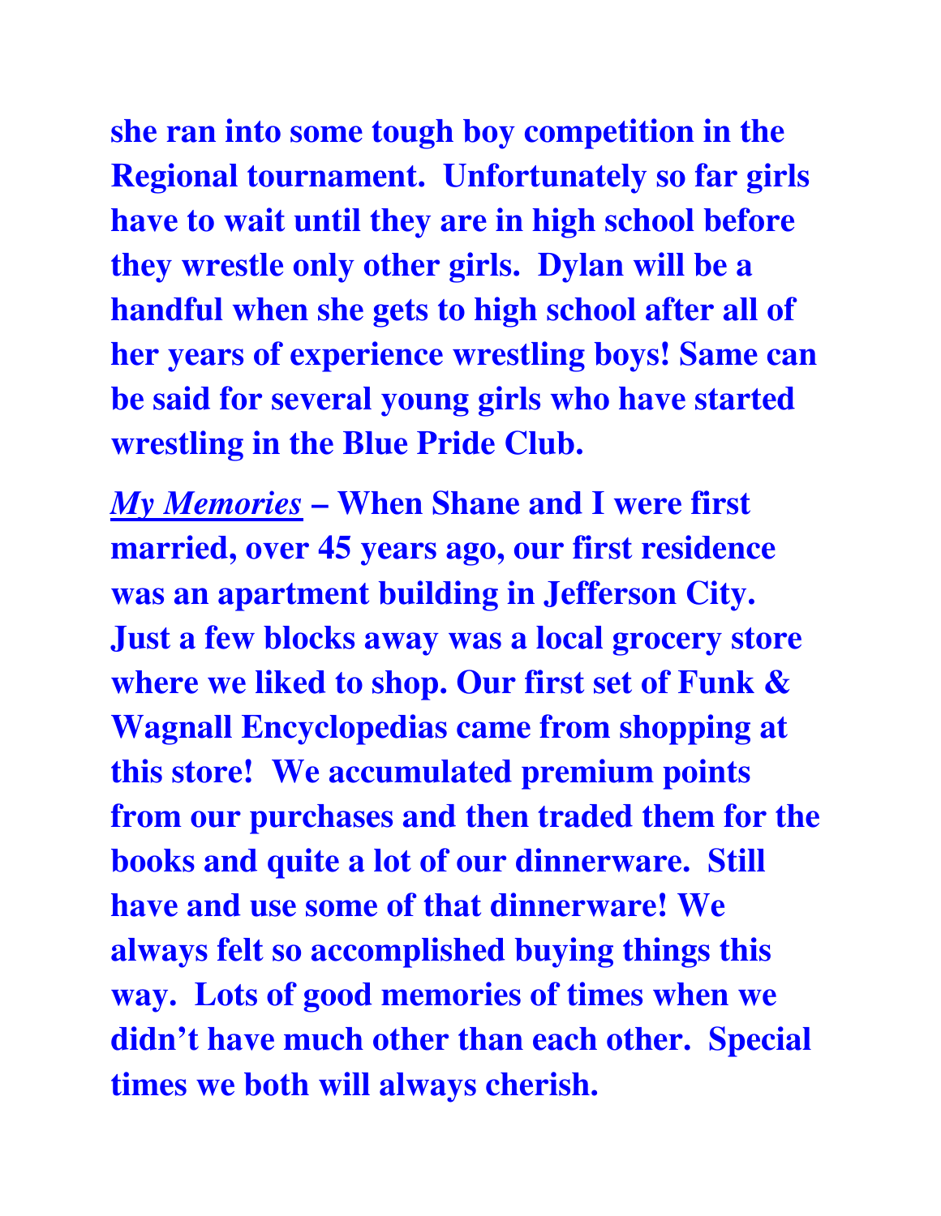**she ran into some tough boy competition in the Regional tournament. Unfortunately so far girls have to wait until they are in high school before they wrestle only other girls. Dylan will be a handful when she gets to high school after all of her years of experience wrestling boys! Same can be said for several young girls who have started wrestling in the Blue Pride Club.**

***<u>My Memories</u>*** **– When Shane and I were first married, over 45 years ago, our first residence was an apartment building in Jefferson City. Just a few blocks away was a local grocery store where we liked to shop. Our first set of Funk & Wagnall Encyclopedias came from shopping at this store! We accumulated premium points from our purchases and then traded them for the books and quite a lot of our dinnerware. Still have and use some of that dinnerware! We always felt so accomplished buying things this way. Lots of good memories of times when we didn't have much other than each other. Special times we both will always cherish.**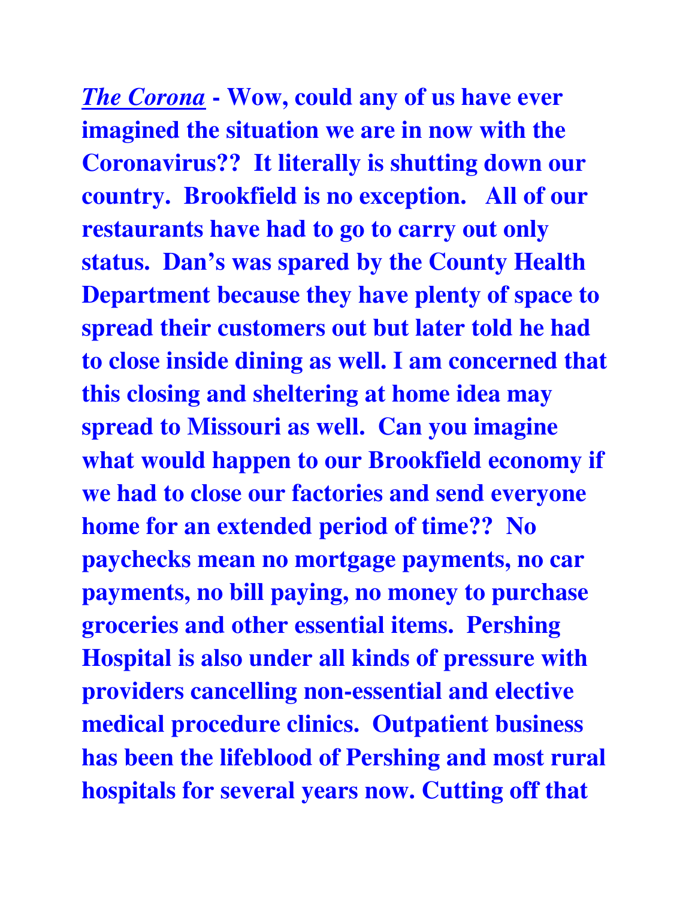***The Corona*** **- Wow, could any of us have ever imagined the situation we are in now with the Coronavirus?? It literally is shutting down our country. Brookfield is no exception. All of our restaurants have had to go to carry out only status. Dan's was spared by the County Health Department because they have plenty of space to spread their customers out but later told he had to close inside dining as well. I am concerned that this closing and sheltering at home idea may spread to Missouri as well. Can you imagine what would happen to our Brookfield economy if we had to close our factories and send everyone home for an extended period of time?? No paychecks mean no mortgage payments, no car payments, no bill paying, no money to purchase groceries and other essential items. Pershing Hospital is also under all kinds of pressure with providers cancelling non-essential and elective medical procedure clinics. Outpatient business has been the lifeblood of Pershing and most rural hospitals for several years now. Cutting off that**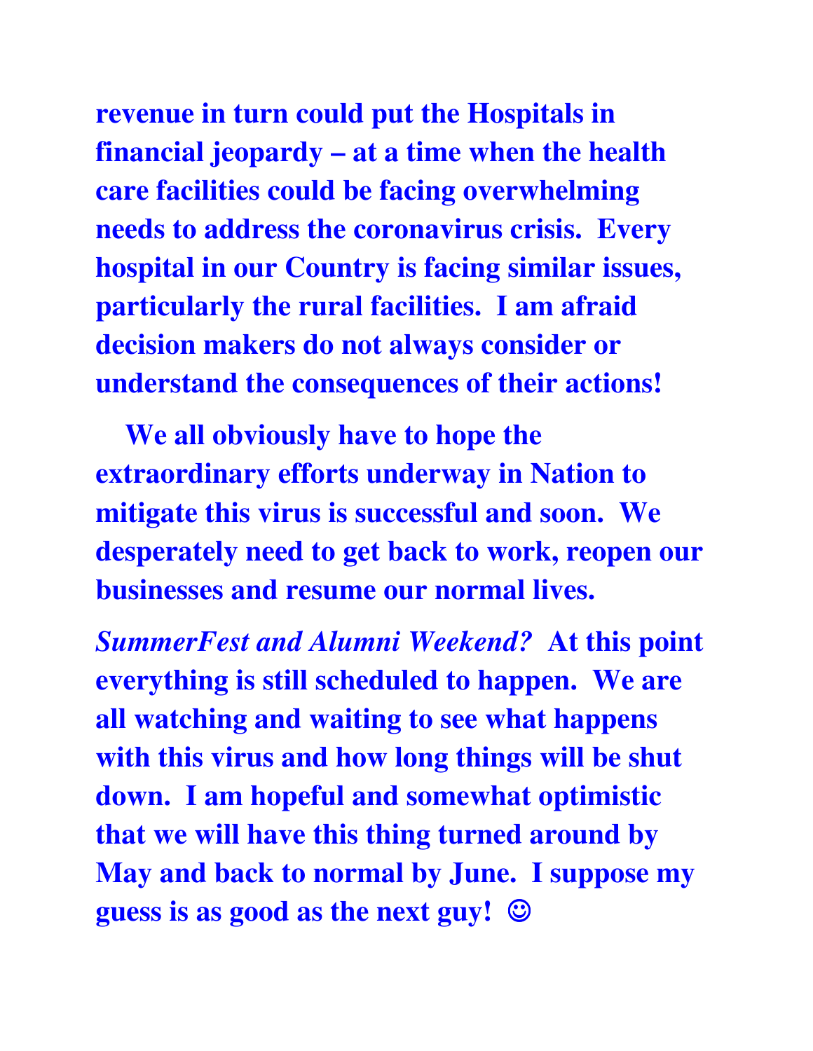**revenue in turn could put the Hospitals in financial jeopardy – at a time when the health care facilities could be facing overwhelming needs to address the coronavirus crisis. Every hospital in our Country is facing similar issues, particularly the rural facilities. I am afraid decision makers do not always consider or understand the consequences of their actions!**

**We all obviously have to hope the extraordinary efforts underway in Nation to mitigate this virus is successful and soon. We desperately need to get back to work, reopen our businesses and resume our normal lives.**

***SummerFest and Alumni Weekend?*** **At this point everything is still scheduled to happen. We are all watching and waiting to see what happens with this virus and how long things will be shut down. I am hopeful and somewhat optimistic that we will have this thing turned around by May and back to normal by June. I suppose my guess is as good as the next guy! ☺**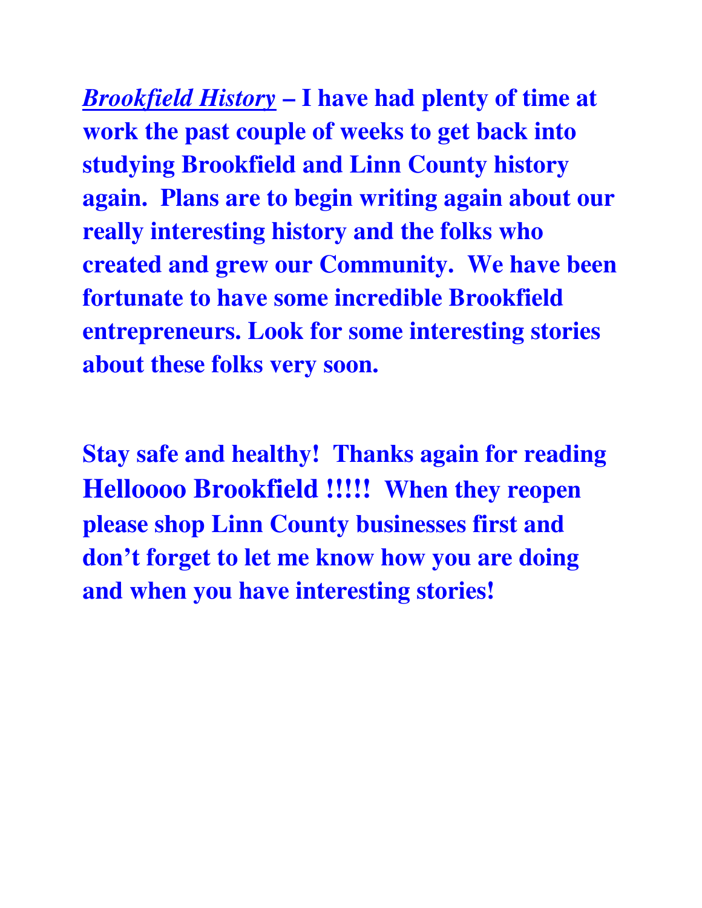***Brookfield History*** **– I have had plenty of time at work the past couple of weeks to get back into studying Brookfield and Linn County history again. Plans are to begin writing again about our really interesting history and the folks who created and grew our Community. We have been fortunate to have some incredible Brookfield entrepreneurs. Look for some interesting stories about these folks very soon.**

**Stay safe and healthy! Thanks again for reading Helloooo Brookfield !!!!! When they reopen please shop Linn County businesses first and don't forget to let me know how you are doing and when you have interesting stories!**